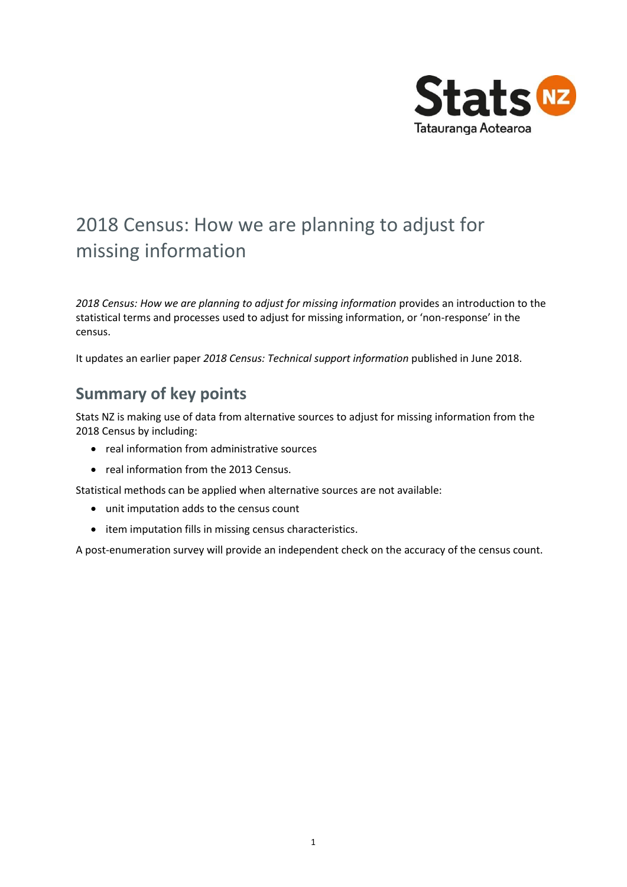# 2018 Census: How we are planning to adjust for missing information

*2018 Census: How we are planning to adjust for missing information* provides an introduction to the statistical terms and processes used to adjust for missing information, or 'non-response' in the census.

It updates an earlier paper *2018 Census: Technical support information* published in June 2018.

## Summary of key points

Stats NZ is making use of data from alternative sources to adjust for missing information from the 2018 Census by including:

- real information from administrative sources
- real information from the 2013 Census.

Statistical methods can be applied when alternative sources are not available:

- unit imputation adds to the census count
- item imputation fills in missing census characteristics.

A post-enumeration survey will provide an independent check on the accuracy of the census count.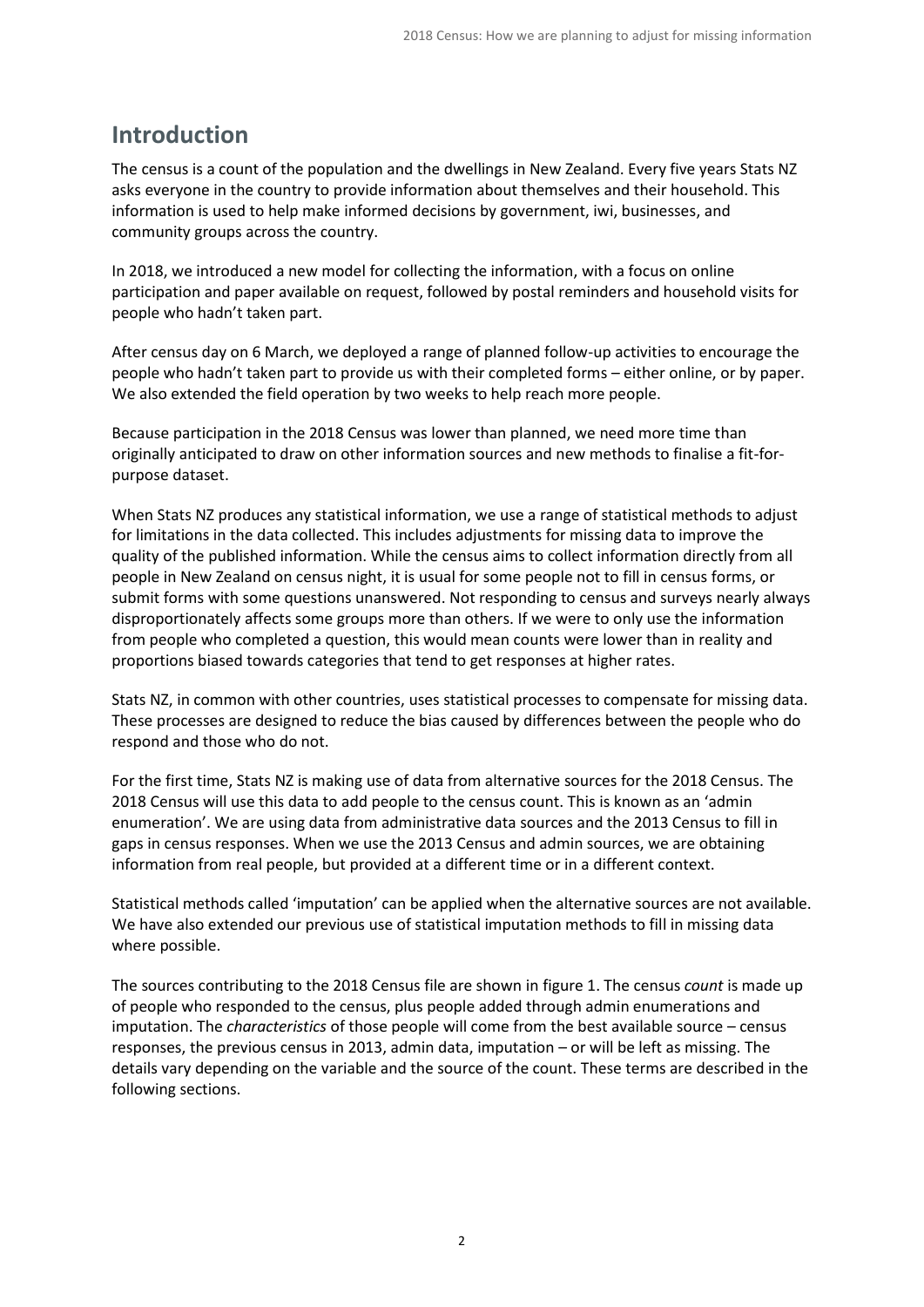## Introduction

The census is a count of the population and the dwellings in New Zealand. Every five years Stats NZ asks everyone in the country to provide information about themselves and their household. This information is used to help make informed decisions by government, iwi, businesses, and community groups across the country.

In 2018, we introduced a new model for collecting the information, with a focus on online participation and paper available on request, followed by postal reminders and household visits for people who hadn't taken part.

After census day on 6 March, we deployed a range of planned follow-up activities to encourage the people who hadn't taken part to provide us with their completed forms – either online, or by paper. We also extended the field operation by two weeks to help reach more people.

Because participation in the 2018 Census was lower than planned, we need more time than originally anticipated to draw on other information sources and new methods to finalise a fit-for-purpose dataset.

When Stats NZ produces any statistical information, we use a range of statistical methods to adjust for limitations in the data collected. This includes adjustments for missing data to improve the quality of the published information. While the census aims to collect information directly from all people in New Zealand on census night, it is usual for some people not to fill in census forms, or submit forms with some questions unanswered. Not responding to census and surveys nearly always disproportionately affects some groups more than others. If we were to only use the information from people who completed a question, this would mean counts were lower than in reality and proportions biased towards categories that tend to get responses at higher rates.

Stats NZ, in common with other countries, uses statistical processes to compensate for missing data. These processes are designed to reduce the bias caused by differences between the people who do respond and those who do not.

For the first time, Stats NZ is making use of data from alternative sources for the 2018 Census. The 2018 Census will use this data to add people to the census count. This is known as an 'admin enumeration'. We are using data from administrative data sources and the 2013 Census to fill in gaps in census responses. When we use the 2013 Census and admin sources, we are obtaining information from real people, but provided at a different time or in a different context.

Statistical methods called 'imputation' can be applied when the alternative sources are not available. We have also extended our previous use of statistical imputation methods to fill in missing data where possible.

The sources contributing to the 2018 Census file are shown in figure 1. The census *count* is made up of people who responded to the census, plus people added through admin enumerations and imputation. The *characteristics* of those people will come from the best available source – census responses, the previous census in 2013, admin data, imputation – or will be left as missing. The details vary depending on the variable and the source of the count. These terms are described in the following sections.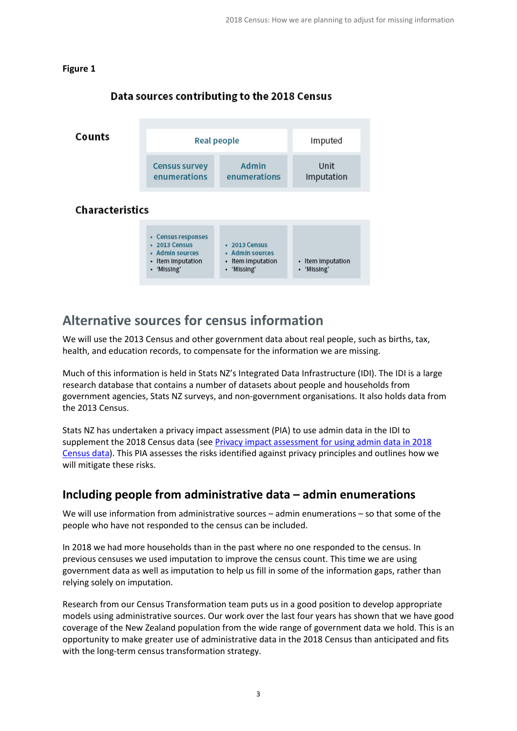**Figure 1**

**Data sources contributing to the 2018 Census**

| | Real people | | Imputed |
|---|---|---|---|
| **Counts** | Census survey enumerations | Admin enumerations | Unit Imputation |
| **Characteristics** | • Census responses<br>• 2013 Census<br>• Admin sources<br>• Item imputation<br>• 'Missing' | • 2013 Census<br>• Admin sources<br>• Item imputation<br>• 'Missing' | • Item imputation<br>• 'Missing' |

## Alternative sources for census information

We will use the 2013 Census and other government data about real people, such as births, tax, health, and education records, to compensate for the information we are missing.

Much of this information is held in Stats NZ's Integrated Data Infrastructure (IDI). The IDI is a large research database that contains a number of datasets about people and households from government agencies, Stats NZ surveys, and non-government organisations. It also holds data from the 2013 Census.

Stats NZ has undertaken a privacy impact assessment (PIA) to use admin data in the IDI to supplement the 2018 Census data (see Privacy impact assessment for using admin data in 2018 Census data). This PIA assesses the risks identified against privacy principles and outlines how we will mitigate these risks.

### Including people from administrative data – admin enumerations

We will use information from administrative sources – admin enumerations – so that some of the people who have not responded to the census can be included.

In 2018 we had more households than in the past where no one responded to the census. In previous censuses we used imputation to improve the census count. This time we are using government data as well as imputation to help us fill in some of the information gaps, rather than relying solely on imputation.

Research from our Census Transformation team puts us in a good position to develop appropriate models using administrative sources. Our work over the last four years has shown that we have good coverage of the New Zealand population from the wide range of government data we hold. This is an opportunity to make greater use of administrative data in the 2018 Census than anticipated and fits with the long-term census transformation strategy.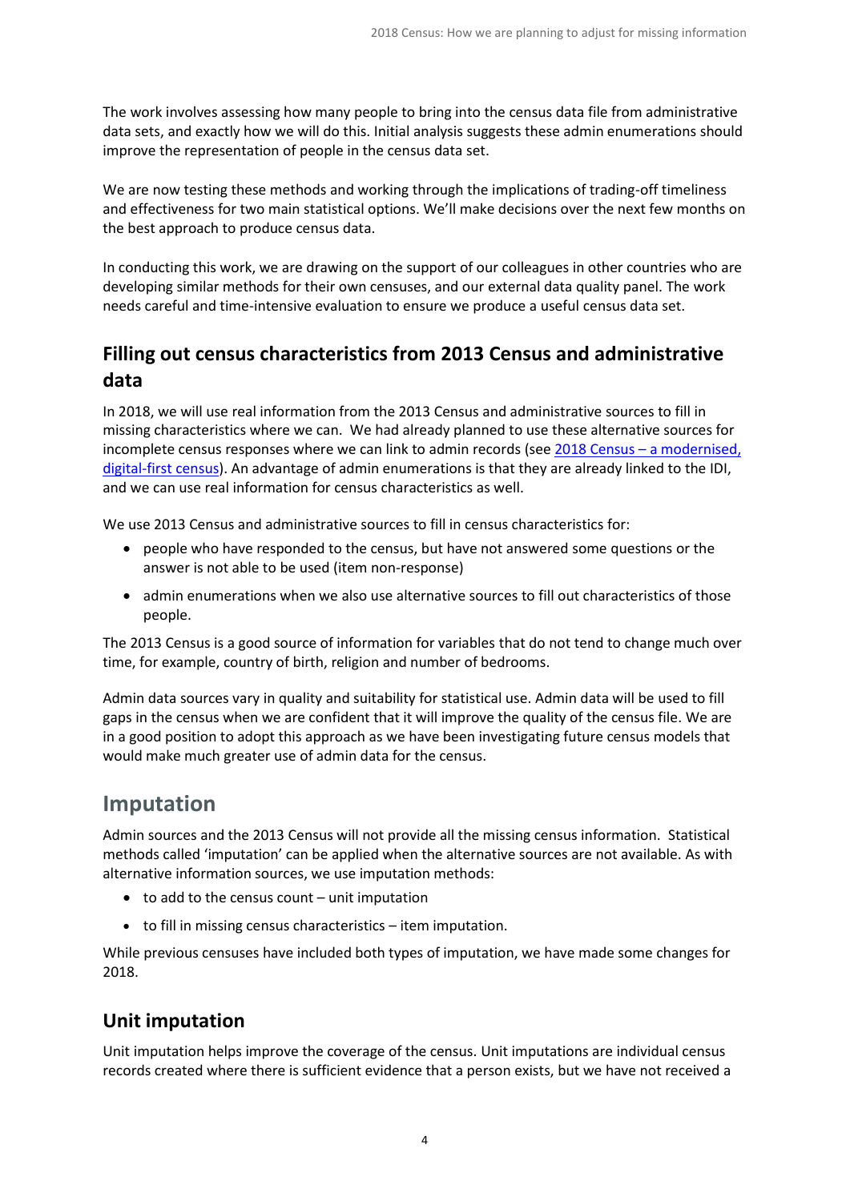The work involves assessing how many people to bring into the census data file from administrative data sets, and exactly how we will do this. Initial analysis suggests these admin enumerations should improve the representation of people in the census data set.

We are now testing these methods and working through the implications of trading-off timeliness and effectiveness for two main statistical options. We'll make decisions over the next few months on the best approach to produce census data.

In conducting this work, we are drawing on the support of our colleagues in other countries who are developing similar methods for their own censuses, and our external data quality panel. The work needs careful and time-intensive evaluation to ensure we produce a useful census data set.

## Filling out census characteristics from 2013 Census and administrative data

In 2018, we will use real information from the 2013 Census and administrative sources to fill in missing characteristics where we can. We had already planned to use these alternative sources for incomplete census responses where we can link to admin records (see [2018 Census – a modernised, digital-first census]). An advantage of admin enumerations is that they are already linked to the IDI, and we can use real information for census characteristics as well.

We use 2013 Census and administrative sources to fill in census characteristics for:

- people who have responded to the census, but have not answered some questions or the answer is not able to be used (item non-response)
- admin enumerations when we also use alternative sources to fill out characteristics of those people.

The 2013 Census is a good source of information for variables that do not tend to change much over time, for example, country of birth, religion and number of bedrooms.

Admin data sources vary in quality and suitability for statistical use. Admin data will be used to fill gaps in the census when we are confident that it will improve the quality of the census file. We are in a good position to adopt this approach as we have been investigating future census models that would make much greater use of admin data for the census.

# Imputation

Admin sources and the 2013 Census will not provide all the missing census information. Statistical methods called 'imputation' can be applied when the alternative sources are not available. As with alternative information sources, we use imputation methods:

- to add to the census count – unit imputation
- to fill in missing census characteristics – item imputation.

While previous censuses have included both types of imputation, we have made some changes for 2018.

## Unit imputation

Unit imputation helps improve the coverage of the census. Unit imputations are individual census records created where there is sufficient evidence that a person exists, but we have not received a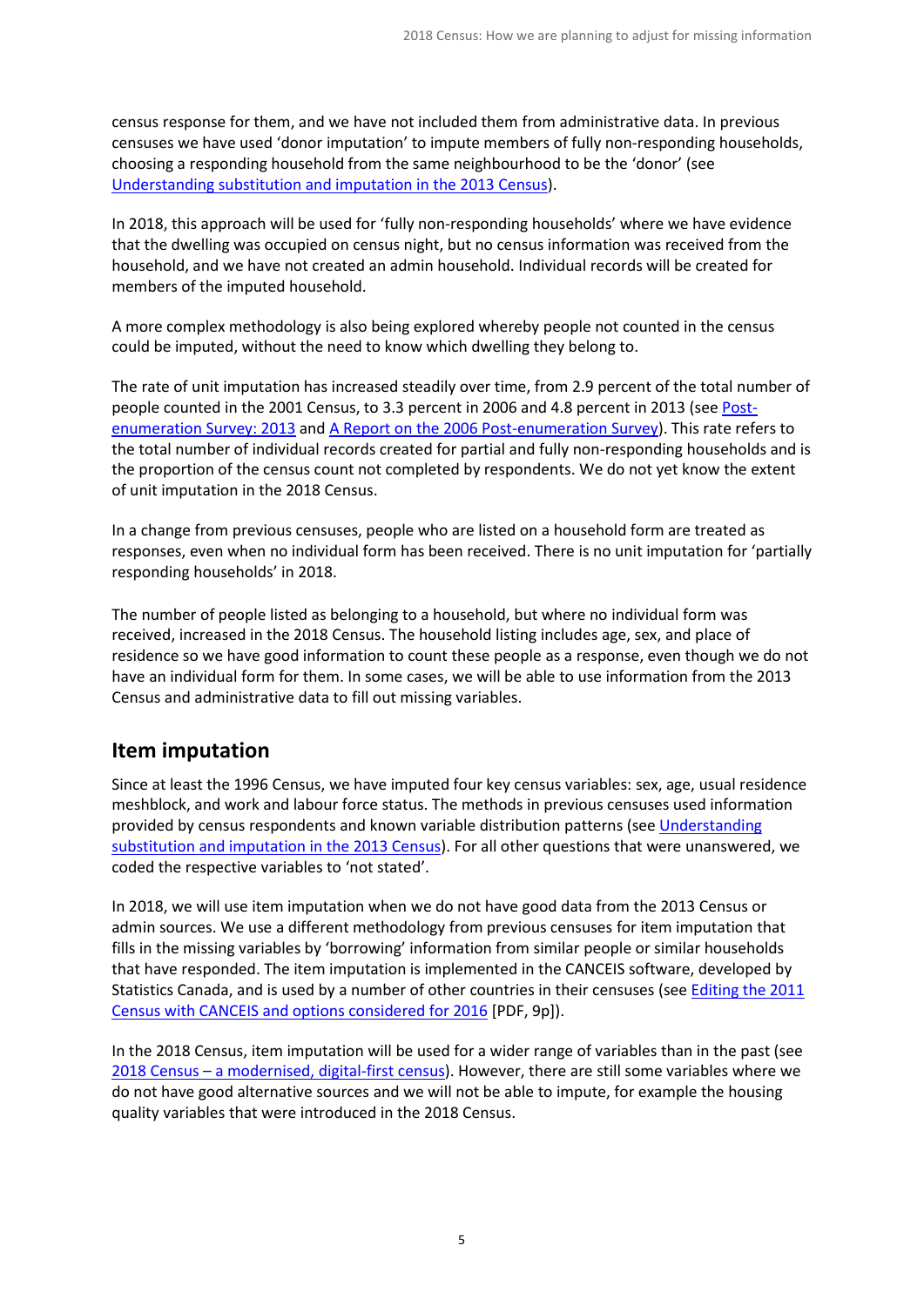census response for them, and we have not included them from administrative data. In previous censuses we have used 'donor imputation' to impute members of fully non-responding households, choosing a responding household from the same neighbourhood to be the 'donor' (see [Understanding substitution and imputation in the 2013 Census]()).

In 2018, this approach will be used for 'fully non-responding households' where we have evidence that the dwelling was occupied on census night, but no census information was received from the household, and we have not created an admin household. Individual records will be created for members of the imputed household.

A more complex methodology is also being explored whereby people not counted in the census could be imputed, without the need to know which dwelling they belong to.

The rate of unit imputation has increased steadily over time, from 2.9 percent of the total number of people counted in the 2001 Census, to 3.3 percent in 2006 and 4.8 percent in 2013 (see [Post-enumeration Survey: 2013]() and [A Report on the 2006 Post-enumeration Survey]()). This rate refers to the total number of individual records created for partial and fully non-responding households and is the proportion of the census count not completed by respondents. We do not yet know the extent of unit imputation in the 2018 Census.

In a change from previous censuses, people who are listed on a household form are treated as responses, even when no individual form has been received. There is no unit imputation for 'partially responding households' in 2018.

The number of people listed as belonging to a household, but where no individual form was received, increased in the 2018 Census. The household listing includes age, sex, and place of residence so we have good information to count these people as a response, even though we do not have an individual form for them. In some cases, we will be able to use information from the 2013 Census and administrative data to fill out missing variables.

## Item imputation

Since at least the 1996 Census, we have imputed four key census variables: sex, age, usual residence meshblock, and work and labour force status. The methods in previous censuses used information provided by census respondents and known variable distribution patterns (see [Understanding substitution and imputation in the 2013 Census]()). For all other questions that were unanswered, we coded the respective variables to 'not stated'.

In 2018, we will use item imputation when we do not have good data from the 2013 Census or admin sources. We use a different methodology from previous censuses for item imputation that fills in the missing variables by 'borrowing' information from similar people or similar households that have responded. The item imputation is implemented in the CANCEIS software, developed by Statistics Canada, and is used by a number of other countries in their censuses (see [Editing the 2011 Census with CANCEIS and options considered for 2016]() [PDF, 9p]).

In the 2018 Census, item imputation will be used for a wider range of variables than in the past (see [2018 Census – a modernised, digital-first census]()). However, there are still some variables where we do not have good alternative sources and we will not be able to impute, for example the housing quality variables that were introduced in the 2018 Census.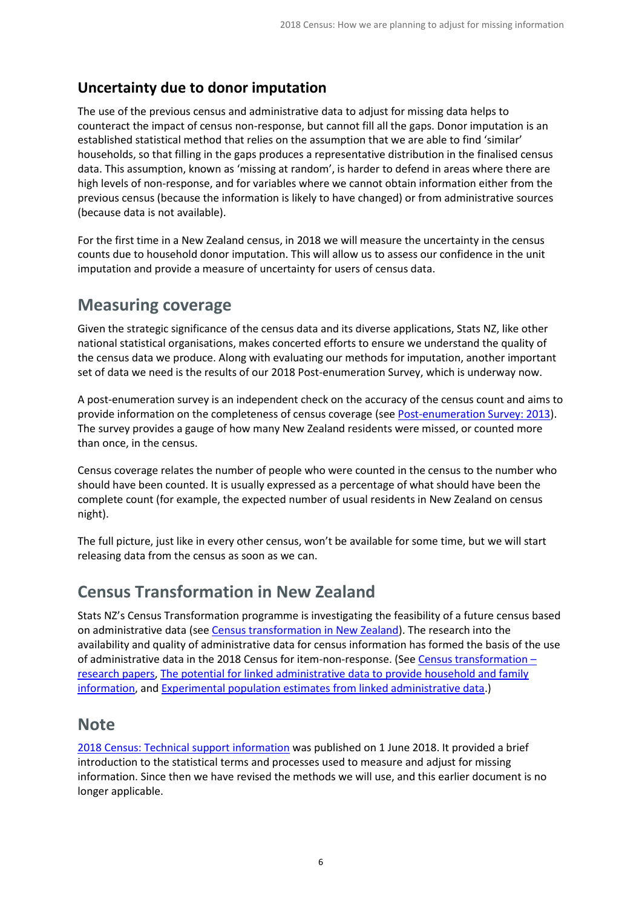### Uncertainty due to donor imputation

The use of the previous census and administrative data to adjust for missing data helps to counteract the impact of census non-response, but cannot fill all the gaps. Donor imputation is an established statistical method that relies on the assumption that we are able to find 'similar' households, so that filling in the gaps produces a representative distribution in the finalised census data. This assumption, known as 'missing at random', is harder to defend in areas where there are high levels of non-response, and for variables where we cannot obtain information either from the previous census (because the information is likely to have changed) or from administrative sources (because data is not available).

For the first time in a New Zealand census, in 2018 we will measure the uncertainty in the census counts due to household donor imputation. This will allow us to assess our confidence in the unit imputation and provide a measure of uncertainty for users of census data.

## Measuring coverage

Given the strategic significance of the census data and its diverse applications, Stats NZ, like other national statistical organisations, makes concerted efforts to ensure we understand the quality of the census data we produce. Along with evaluating our methods for imputation, another important set of data we need is the results of our 2018 Post-enumeration Survey, which is underway now.

A post-enumeration survey is an independent check on the accuracy of the census count and aims to provide information on the completeness of census coverage (see Post-enumeration Survey: 2013). The survey provides a gauge of how many New Zealand residents were missed, or counted more than once, in the census.

Census coverage relates the number of people who were counted in the census to the number who should have been counted. It is usually expressed as a percentage of what should have been the complete count (for example, the expected number of usual residents in New Zealand on census night).

The full picture, just like in every other census, won't be available for some time, but we will start releasing data from the census as soon as we can.

## Census Transformation in New Zealand

Stats NZ's Census Transformation programme is investigating the feasibility of a future census based on administrative data (see Census transformation in New Zealand). The research into the availability and quality of administrative data for census information has formed the basis of the use of administrative data in the 2018 Census for item-non-response. (See Census transformation – research papers, The potential for linked administrative data to provide household and family information, and Experimental population estimates from linked administrative data.)

## Note

2018 Census: Technical support information was published on 1 June 2018. It provided a brief introduction to the statistical terms and processes used to measure and adjust for missing information. Since then we have revised the methods we will use, and this earlier document is no longer applicable.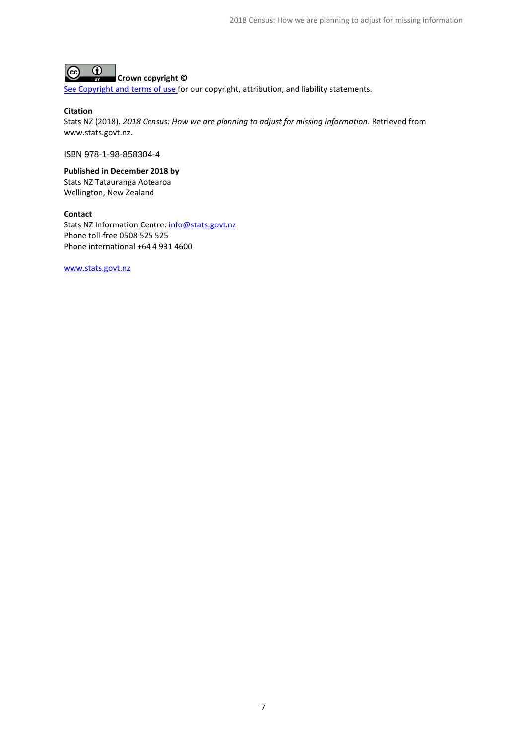**Crown copyright ©**

See Copyright and terms of use for our copyright, attribution, and liability statements.

**Citation**

Stats NZ (2018). *2018 Census: How we are planning to adjust for missing information*. Retrieved from www.stats.govt.nz.

ISBN 978-1-98-858304-4

**Published in December 2018 by**

Stats NZ Tatauranga Aotearoa
Wellington, New Zealand

**Contact**

Stats NZ Information Centre: info@stats.govt.nz
Phone toll-free 0508 525 525
Phone international +64 4 931 4600

www.stats.govt.nz